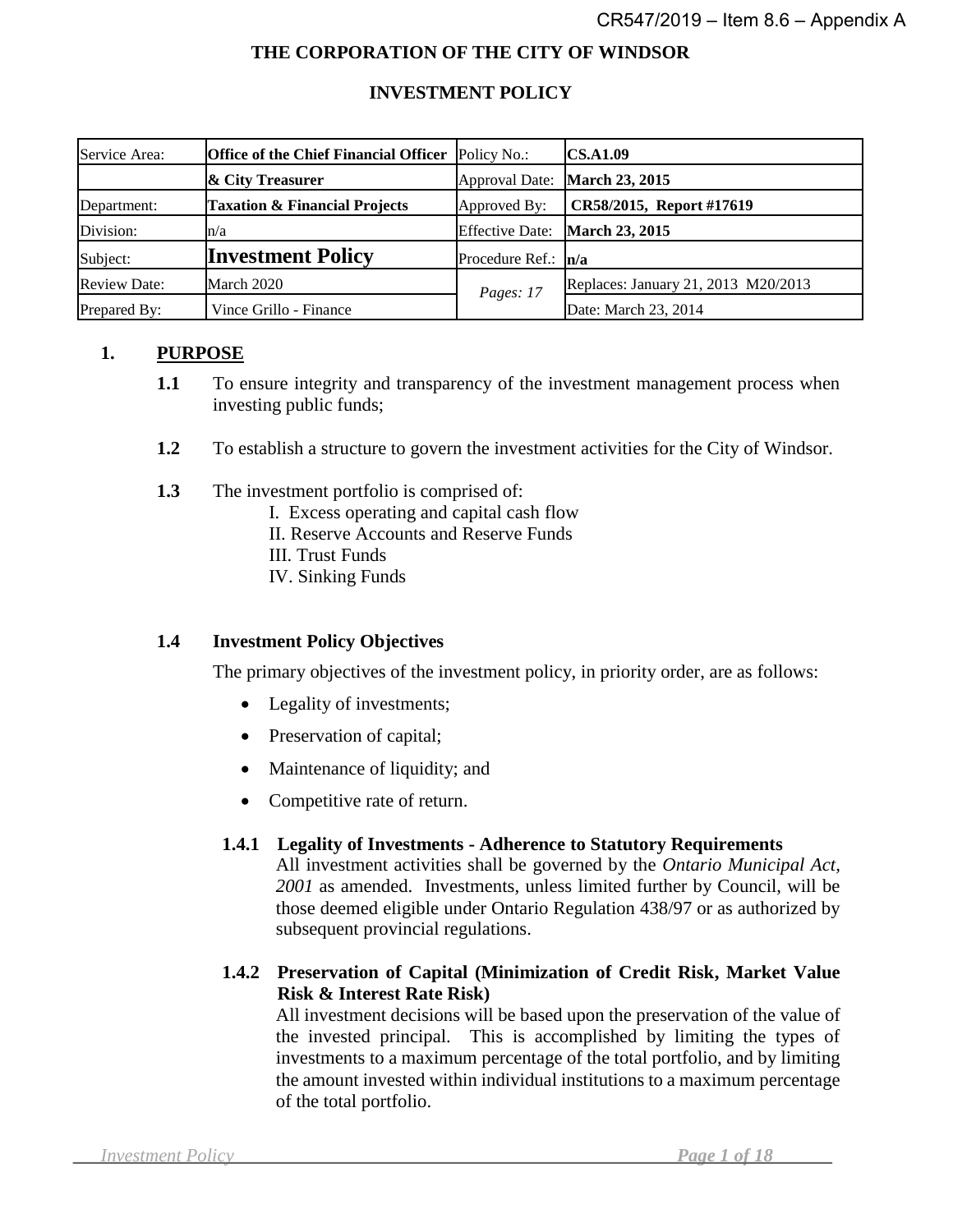CR547/2019 – Item 8.6 – Appendix A

**THE CORPORATION OF THE CITY OF WINDSOR**

**INVESTMENT POLICY**

| Service Area: | **Office of the Chief Financial Officer** | Policy No.: | **CS.A1.09** |
|---|---|---|---|
| | **& City Treasurer** | Approval Date: | **March 23, 2015** |
| Department: | **Taxation & Financial Projects** | Approved By: | **CR58/2015, Report #17619** |
| Division: | n/a | Effective Date: | **March 23, 2015** |
| Subject: | **Investment Policy** | Procedure Ref.: | **n/a** |
| Review Date: | March 2020 | *Pages: 17* | Replaces: January 21, 2013 M20/2013 |
| Prepared By: | Vince Grillo - Finance | | Date: March 23, 2014 |

## 1. PURPOSE

**1.1** To ensure integrity and transparency of the investment management process when investing public funds;

**1.2** To establish a structure to govern the investment activities for the City of Windsor.

**1.3** The investment portfolio is comprised of:

I. Excess operating and capital cash flow
II. Reserve Accounts and Reserve Funds
III. Trust Funds
IV. Sinking Funds

### 1.4 Investment Policy Objectives

The primary objectives of the investment policy, in priority order, are as follows:

- Legality of investments;
- Preservation of capital;
- Maintenance of liquidity; and
- Competitive rate of return.

#### 1.4.1 Legality of Investments - Adherence to Statutory Requirements

All investment activities shall be governed by the *Ontario Municipal Act, 2001* as amended. Investments, unless limited further by Council, will be those deemed eligible under Ontario Regulation 438/97 or as authorized by subsequent provincial regulations.

#### 1.4.2 Preservation of Capital (Minimization of Credit Risk, Market Value Risk & Interest Rate Risk)

All investment decisions will be based upon the preservation of the value of the invested principal. This is accomplished by limiting the types of investments to a maximum percentage of the total portfolio, and by limiting the amount invested within individual institutions to a maximum percentage of the total portfolio.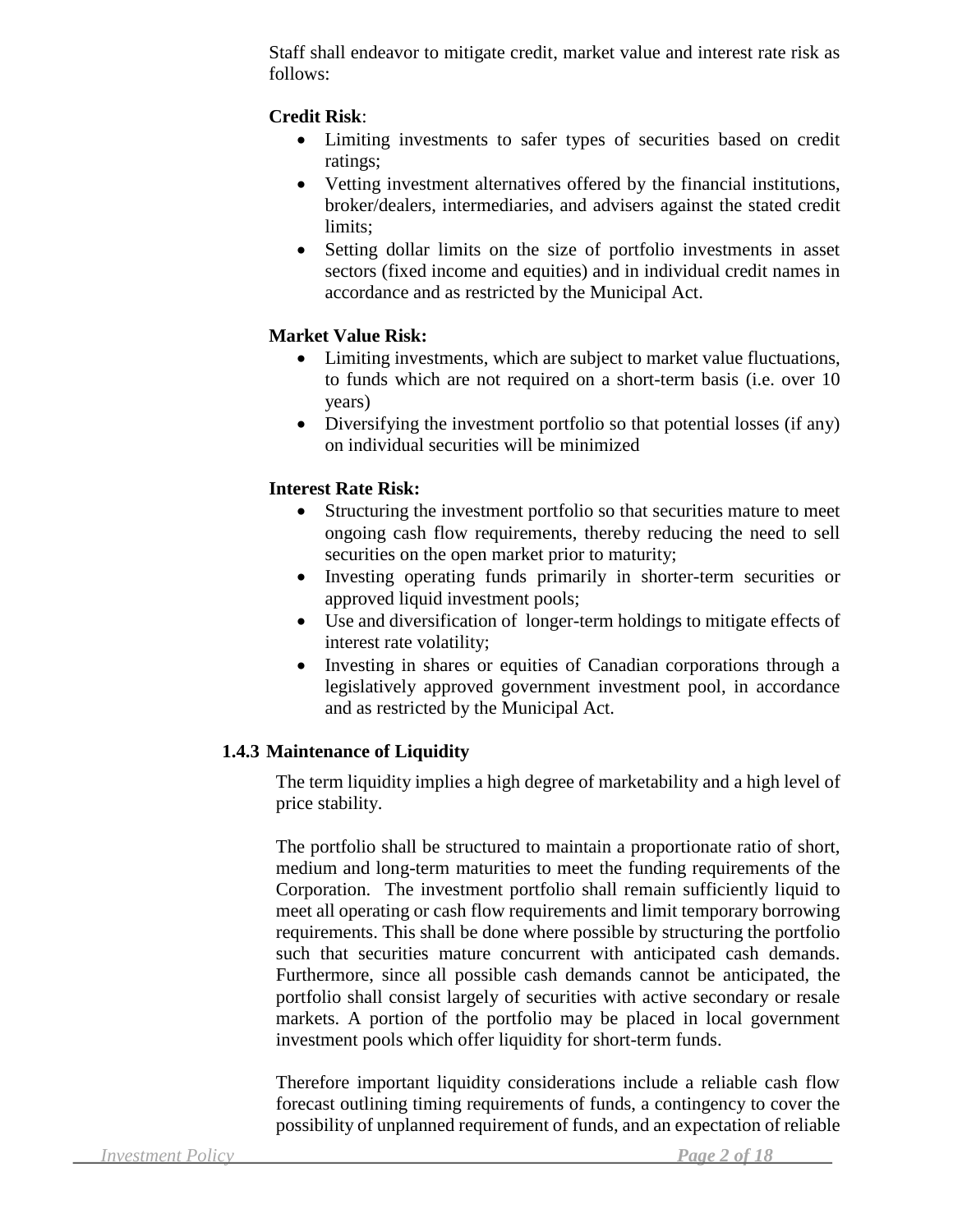Staff shall endeavor to mitigate credit, market value and interest rate risk as follows:

**Credit Risk**:

- Limiting investments to safer types of securities based on credit ratings;
- Vetting investment alternatives offered by the financial institutions, broker/dealers, intermediaries, and advisers against the stated credit limits;
- Setting dollar limits on the size of portfolio investments in asset sectors (fixed income and equities) and in individual credit names in accordance and as restricted by the Municipal Act.

**Market Value Risk:**

- Limiting investments, which are subject to market value fluctuations, to funds which are not required on a short-term basis (i.e. over 10 years)
- Diversifying the investment portfolio so that potential losses (if any) on individual securities will be minimized

**Interest Rate Risk:**

- Structuring the investment portfolio so that securities mature to meet ongoing cash flow requirements, thereby reducing the need to sell securities on the open market prior to maturity;
- Investing operating funds primarily in shorter-term securities or approved liquid investment pools;
- Use and diversification of longer-term holdings to mitigate effects of interest rate volatility;
- Investing in shares or equities of Canadian corporations through a legislatively approved government investment pool, in accordance and as restricted by the Municipal Act.

### 1.4.3 Maintenance of Liquidity

The term liquidity implies a high degree of marketability and a high level of price stability.

The portfolio shall be structured to maintain a proportionate ratio of short, medium and long-term maturities to meet the funding requirements of the Corporation. The investment portfolio shall remain sufficiently liquid to meet all operating or cash flow requirements and limit temporary borrowing requirements. This shall be done where possible by structuring the portfolio such that securities mature concurrent with anticipated cash demands. Furthermore, since all possible cash demands cannot be anticipated, the portfolio shall consist largely of securities with active secondary or resale markets. A portion of the portfolio may be placed in local government investment pools which offer liquidity for short-term funds.

Therefore important liquidity considerations include a reliable cash flow forecast outlining timing requirements of funds, a contingency to cover the possibility of unplanned requirement of funds, and an expectation of reliable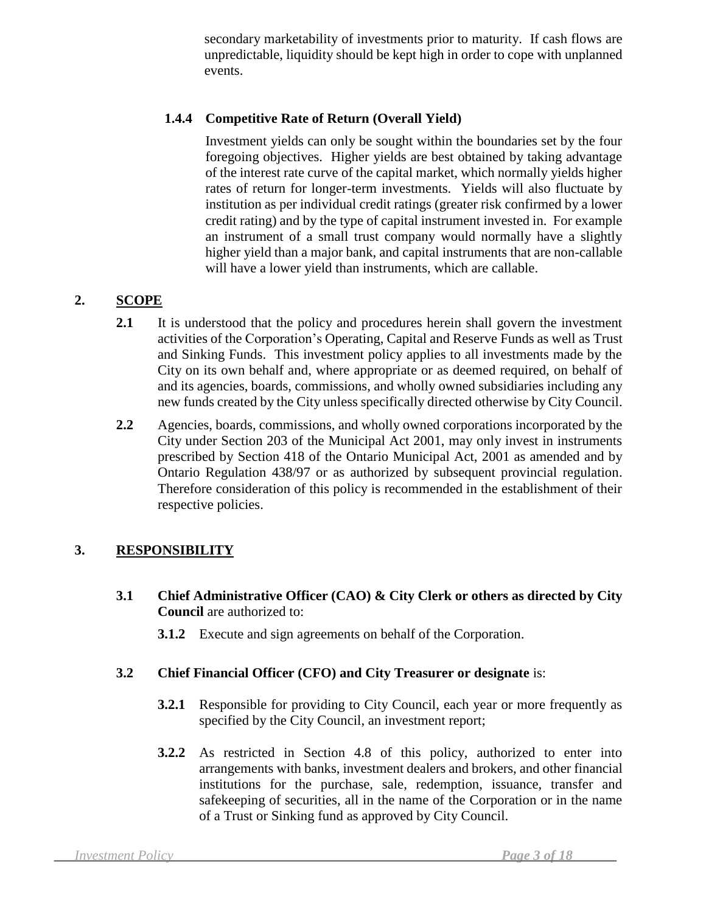secondary marketability of investments prior to maturity. If cash flows are unpredictable, liquidity should be kept high in order to cope with unplanned events.

### 1.4.4 Competitive Rate of Return (Overall Yield)

Investment yields can only be sought within the boundaries set by the four foregoing objectives. Higher yields are best obtained by taking advantage of the interest rate curve of the capital market, which normally yields higher rates of return for longer-term investments. Yields will also fluctuate by institution as per individual credit ratings (greater risk confirmed by a lower credit rating) and by the type of capital instrument invested in. For example an instrument of a small trust company would normally have a slightly higher yield than a major bank, and capital instruments that are non-callable will have a lower yield than instruments, which are callable.

## 2. SCOPE

**2.1** It is understood that the policy and procedures herein shall govern the investment activities of the Corporation's Operating, Capital and Reserve Funds as well as Trust and Sinking Funds. This investment policy applies to all investments made by the City on its own behalf and, where appropriate or as deemed required, on behalf of and its agencies, boards, commissions, and wholly owned subsidiaries including any new funds created by the City unless specifically directed otherwise by City Council.

**2.2** Agencies, boards, commissions, and wholly owned corporations incorporated by the City under Section 203 of the Municipal Act 2001, may only invest in instruments prescribed by Section 418 of the Ontario Municipal Act, 2001 as amended and by Ontario Regulation 438/97 or as authorized by subsequent provincial regulation. Therefore consideration of this policy is recommended in the establishment of their respective policies.

## 3. RESPONSIBILITY

**3.1 Chief Administrative Officer (CAO) & City Clerk or others as directed by City Council** are authorized to:

**3.1.2** Execute and sign agreements on behalf of the Corporation.

**3.2 Chief Financial Officer (CFO) and City Treasurer or designate** is:

**3.2.1** Responsible for providing to City Council, each year or more frequently as specified by the City Council, an investment report;

**3.2.2** As restricted in Section 4.8 of this policy, authorized to enter into arrangements with banks, investment dealers and brokers, and other financial institutions for the purchase, sale, redemption, issuance, transfer and safekeeping of securities, all in the name of the Corporation or in the name of a Trust or Sinking fund as approved by City Council.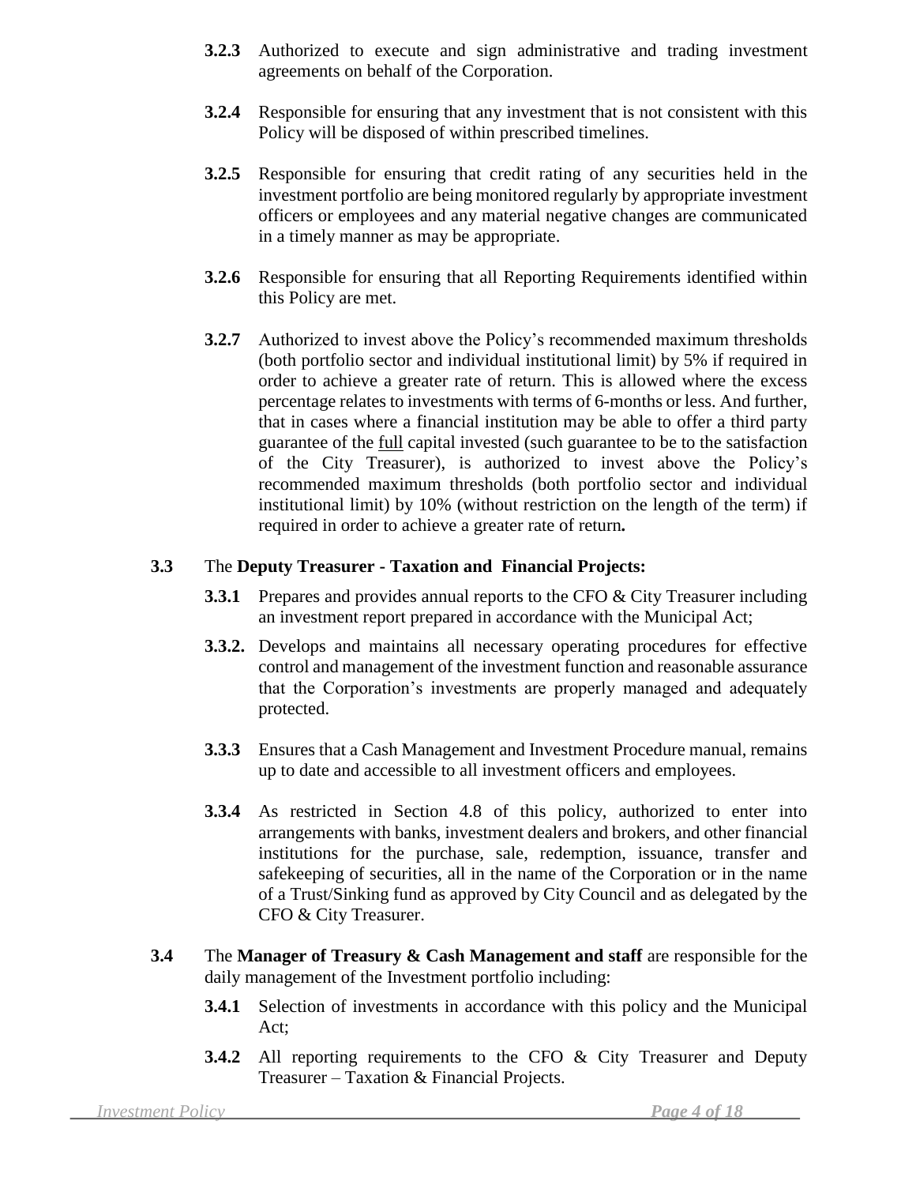**3.2.3** Authorized to execute and sign administrative and trading investment agreements on behalf of the Corporation.

**3.2.4** Responsible for ensuring that any investment that is not consistent with this Policy will be disposed of within prescribed timelines.

**3.2.5** Responsible for ensuring that credit rating of any securities held in the investment portfolio are being monitored regularly by appropriate investment officers or employees and any material negative changes are communicated in a timely manner as may be appropriate.

**3.2.6** Responsible for ensuring that all Reporting Requirements identified within this Policy are met.

**3.2.7** Authorized to invest above the Policy's recommended maximum thresholds (both portfolio sector and individual institutional limit) by 5% if required in order to achieve a greater rate of return. This is allowed where the excess percentage relates to investments with terms of 6-months or less. And further, that in cases where a financial institution may be able to offer a third party guarantee of the <u>full</u> capital invested (such guarantee to be to the satisfaction of the City Treasurer), is authorized to invest above the Policy's recommended maximum thresholds (both portfolio sector and individual institutional limit) by 10% (without restriction on the length of the term) if required in order to achieve a greater rate of return**.**

**3.3** The **Deputy Treasurer - Taxation and Financial Projects:**

**3.3.1** Prepares and provides annual reports to the CFO & City Treasurer including an investment report prepared in accordance with the Municipal Act;

**3.3.2.** Develops and maintains all necessary operating procedures for effective control and management of the investment function and reasonable assurance that the Corporation's investments are properly managed and adequately protected.

**3.3.3** Ensures that a Cash Management and Investment Procedure manual, remains up to date and accessible to all investment officers and employees.

**3.3.4** As restricted in Section 4.8 of this policy, authorized to enter into arrangements with banks, investment dealers and brokers, and other financial institutions for the purchase, sale, redemption, issuance, transfer and safekeeping of securities, all in the name of the Corporation or in the name of a Trust/Sinking fund as approved by City Council and as delegated by the CFO & City Treasurer.

**3.4** The **Manager of Treasury & Cash Management and staff** are responsible for the daily management of the Investment portfolio including:

**3.4.1** Selection of investments in accordance with this policy and the Municipal Act;

**3.4.2** All reporting requirements to the CFO & City Treasurer and Deputy Treasurer – Taxation & Financial Projects.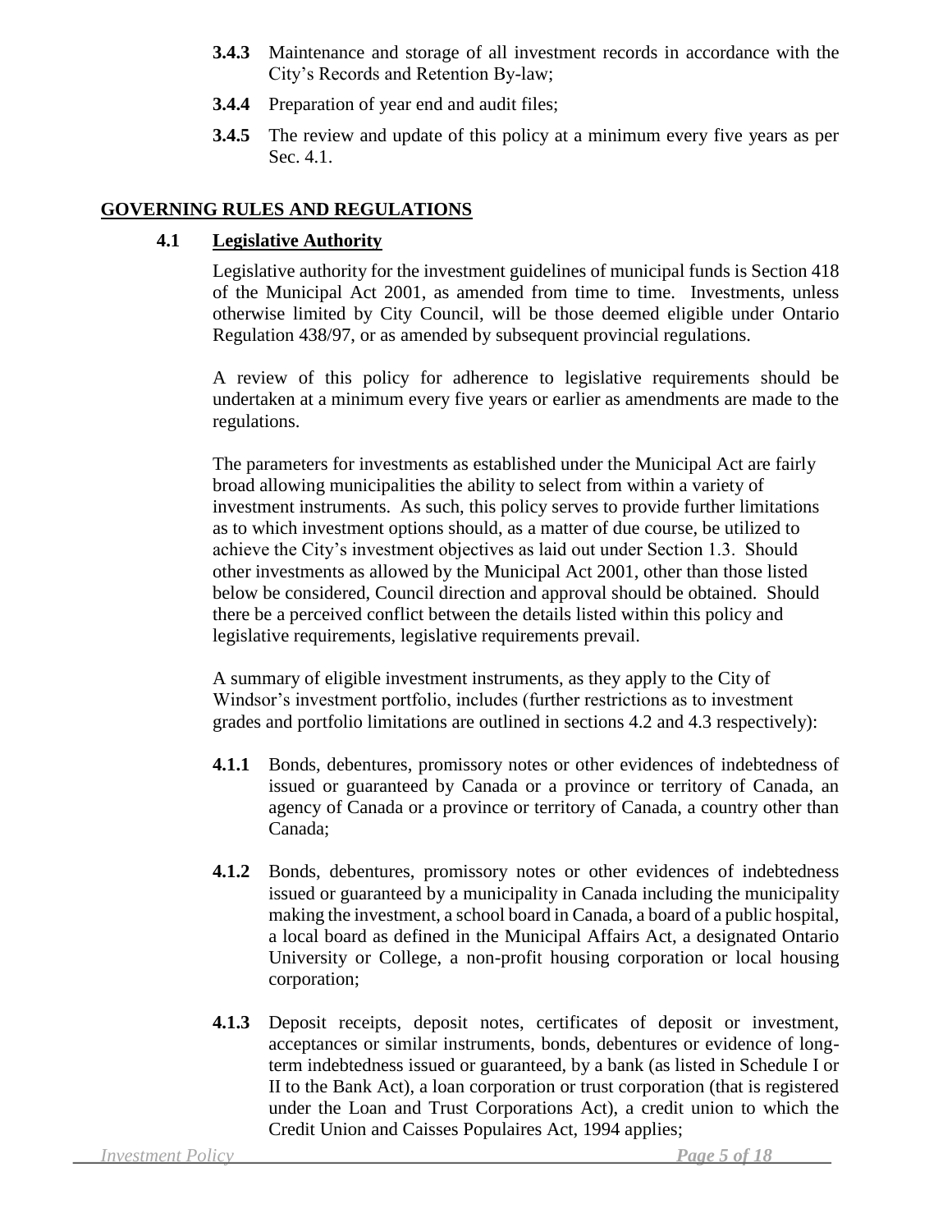**3.4.3** Maintenance and storage of all investment records in accordance with the City's Records and Retention By-law;

**3.4.4** Preparation of year end and audit files;

**3.4.5** The review and update of this policy at a minimum every five years as per Sec. 4.1.

## GOVERNING RULES AND REGULATIONS

### 4.1 Legislative Authority

Legislative authority for the investment guidelines of municipal funds is Section 418 of the Municipal Act 2001, as amended from time to time. Investments, unless otherwise limited by City Council, will be those deemed eligible under Ontario Regulation 438/97, or as amended by subsequent provincial regulations.

A review of this policy for adherence to legislative requirements should be undertaken at a minimum every five years or earlier as amendments are made to the regulations.

The parameters for investments as established under the Municipal Act are fairly broad allowing municipalities the ability to select from within a variety of investment instruments. As such, this policy serves to provide further limitations as to which investment options should, as a matter of due course, be utilized to achieve the City's investment objectives as laid out under Section 1.3. Should other investments as allowed by the Municipal Act 2001, other than those listed below be considered, Council direction and approval should be obtained. Should there be a perceived conflict between the details listed within this policy and legislative requirements, legislative requirements prevail.

A summary of eligible investment instruments, as they apply to the City of Windsor's investment portfolio, includes (further restrictions as to investment grades and portfolio limitations are outlined in sections 4.2 and 4.3 respectively):

**4.1.1** Bonds, debentures, promissory notes or other evidences of indebtedness of issued or guaranteed by Canada or a province or territory of Canada, an agency of Canada or a province or territory of Canada, a country other than Canada;

**4.1.2** Bonds, debentures, promissory notes or other evidences of indebtedness issued or guaranteed by a municipality in Canada including the municipality making the investment, a school board in Canada, a board of a public hospital, a local board as defined in the Municipal Affairs Act, a designated Ontario University or College, a non-profit housing corporation or local housing corporation;

**4.1.3** Deposit receipts, deposit notes, certificates of deposit or investment, acceptances or similar instruments, bonds, debentures or evidence of long-term indebtedness issued or guaranteed, by a bank (as listed in Schedule I or II to the Bank Act), a loan corporation or trust corporation (that is registered under the Loan and Trust Corporations Act), a credit union to which the Credit Union and Caisses Populaires Act, 1994 applies;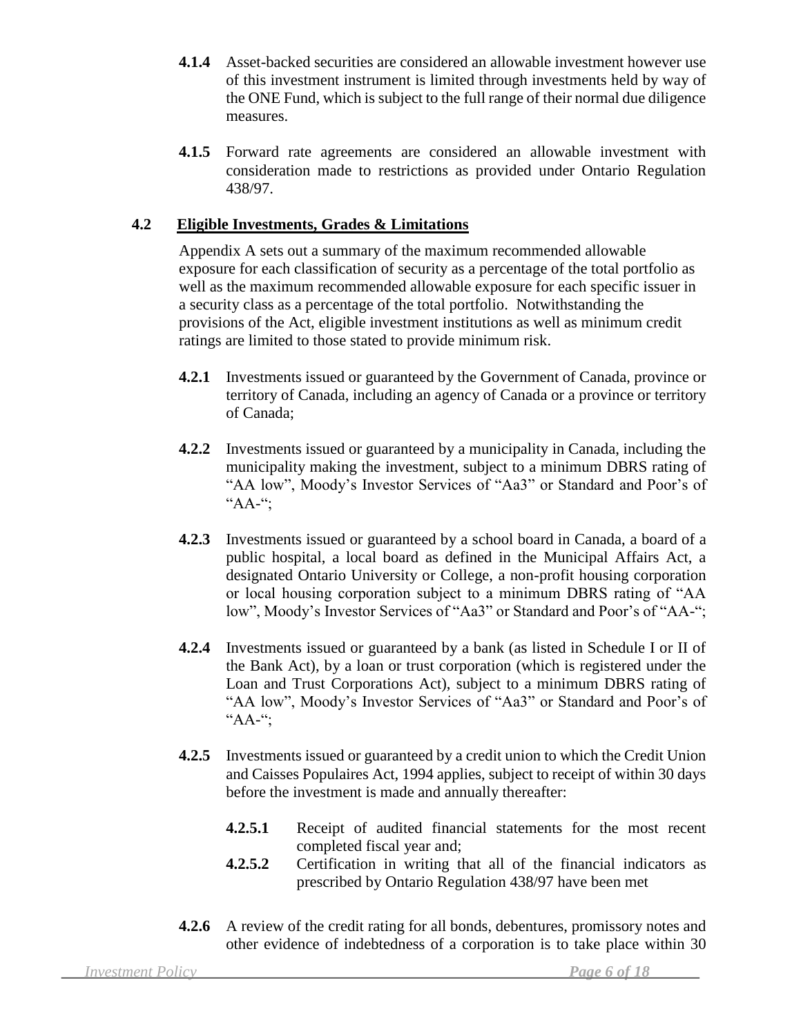**4.1.4** Asset-backed securities are considered an allowable investment however use of this investment instrument is limited through investments held by way of the ONE Fund, which is subject to the full range of their normal due diligence measures.

**4.1.5** Forward rate agreements are considered an allowable investment with consideration made to restrictions as provided under Ontario Regulation 438/97.

## 4.2 Eligible Investments, Grades & Limitations

Appendix A sets out a summary of the maximum recommended allowable exposure for each classification of security as a percentage of the total portfolio as well as the maximum recommended allowable exposure for each specific issuer in a security class as a percentage of the total portfolio. Notwithstanding the provisions of the Act, eligible investment institutions as well as minimum credit ratings are limited to those stated to provide minimum risk.

**4.2.1** Investments issued or guaranteed by the Government of Canada, province or territory of Canada, including an agency of Canada or a province or territory of Canada;

**4.2.2** Investments issued or guaranteed by a municipality in Canada, including the municipality making the investment, subject to a minimum DBRS rating of "AA low", Moody's Investor Services of "Aa3" or Standard and Poor's of "AA-";

**4.2.3** Investments issued or guaranteed by a school board in Canada, a board of a public hospital, a local board as defined in the Municipal Affairs Act, a designated Ontario University or College, a non-profit housing corporation or local housing corporation subject to a minimum DBRS rating of "AA low", Moody's Investor Services of "Aa3" or Standard and Poor's of "AA-";

**4.2.4** Investments issued or guaranteed by a bank (as listed in Schedule I or II of the Bank Act), by a loan or trust corporation (which is registered under the Loan and Trust Corporations Act), subject to a minimum DBRS rating of "AA low", Moody's Investor Services of "Aa3" or Standard and Poor's of "AA-";

**4.2.5** Investments issued or guaranteed by a credit union to which the Credit Union and Caisses Populaires Act, 1994 applies, subject to receipt of within 30 days before the investment is made and annually thereafter:

**4.2.5.1** Receipt of audited financial statements for the most recent completed fiscal year and;

**4.2.5.2** Certification in writing that all of the financial indicators as prescribed by Ontario Regulation 438/97 have been met

**4.2.6** A review of the credit rating for all bonds, debentures, promissory notes and other evidence of indebtedness of a corporation is to take place within 30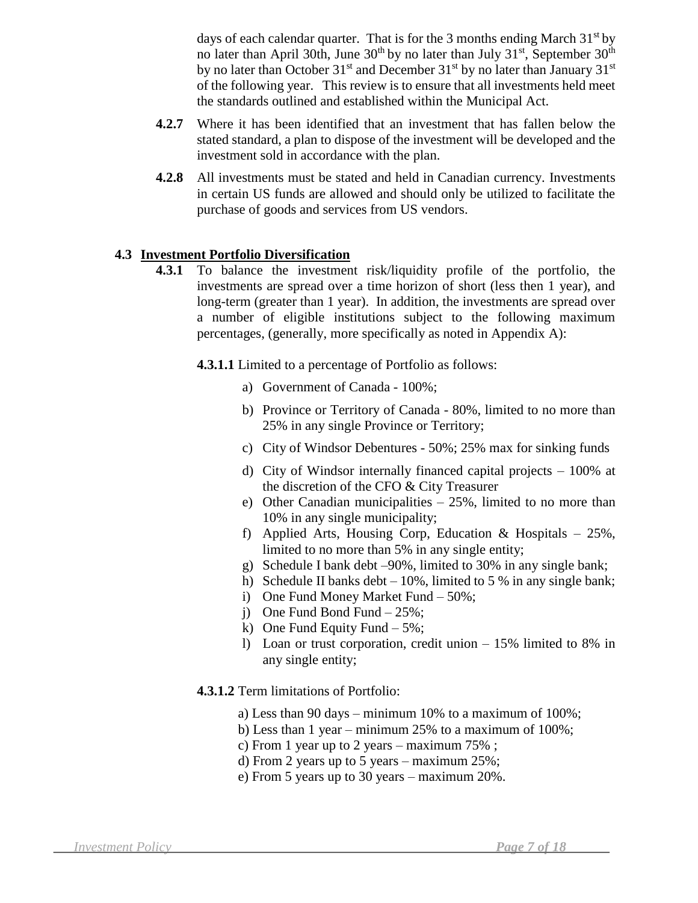days of each calendar quarter. That is for the 3 months ending March 31st by no later than April 30th, June 30th by no later than July 31st, September 30th by no later than October 31st and December 31st by no later than January 31st of the following year. This review is to ensure that all investments held meet the standards outlined and established within the Municipal Act.

**4.2.7** Where it has been identified that an investment that has fallen below the stated standard, a plan to dispose of the investment will be developed and the investment sold in accordance with the plan.

**4.2.8** All investments must be stated and held in Canadian currency. Investments in certain US funds are allowed and should only be utilized to facilitate the purchase of goods and services from US vendors.

### 4.3 Investment Portfolio Diversification

**4.3.1** To balance the investment risk/liquidity profile of the portfolio, the investments are spread over a time horizon of short (less then 1 year), and long-term (greater than 1 year). In addition, the investments are spread over a number of eligible institutions subject to the following maximum percentages, (generally, more specifically as noted in Appendix A):

**4.3.1.1** Limited to a percentage of Portfolio as follows:

a) Government of Canada - 100%;
b) Province or Territory of Canada - 80%, limited to no more than 25% in any single Province or Territory;
c) City of Windsor Debentures - 50%; 25% max for sinking funds
d) City of Windsor internally financed capital projects – 100% at the discretion of the CFO & City Treasurer
e) Other Canadian municipalities – 25%, limited to no more than 10% in any single municipality;
f) Applied Arts, Housing Corp, Education & Hospitals – 25%, limited to no more than 5% in any single entity;
g) Schedule I bank debt –90%, limited to 30% in any single bank;
h) Schedule II banks debt – 10%, limited to 5 % in any single bank;
i) One Fund Money Market Fund – 50%;
j) One Fund Bond Fund – 25%;
k) One Fund Equity Fund – 5%;
l) Loan or trust corporation, credit union – 15% limited to 8% in any single entity;

**4.3.1.2** Term limitations of Portfolio:

a) Less than 90 days – minimum 10% to a maximum of 100%;
b) Less than 1 year – minimum 25% to a maximum of 100%;
c) From 1 year up to 2 years – maximum 75% ;
d) From 2 years up to 5 years – maximum 25%;
e) From 5 years up to 30 years – maximum 20%.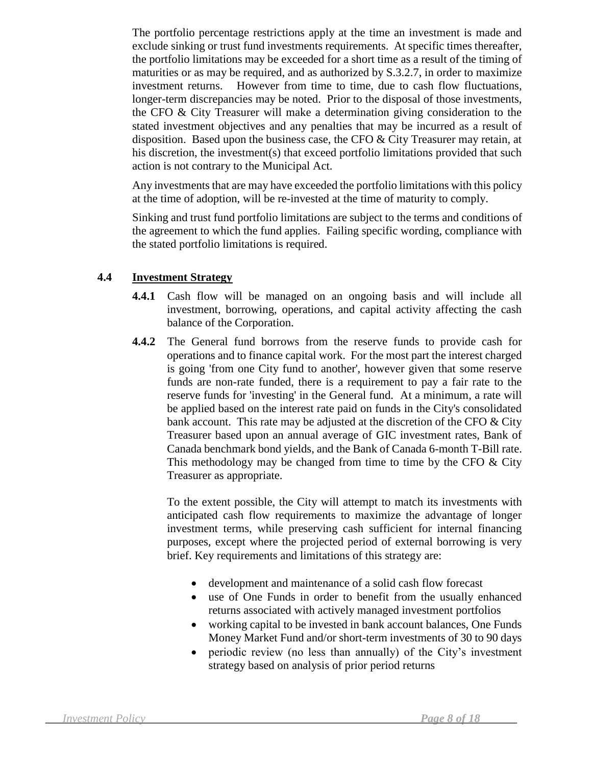The portfolio percentage restrictions apply at the time an investment is made and exclude sinking or trust fund investments requirements. At specific times thereafter, the portfolio limitations may be exceeded for a short time as a result of the timing of maturities or as may be required, and as authorized by S.3.2.7, in order to maximize investment returns. However from time to time, due to cash flow fluctuations, longer-term discrepancies may be noted. Prior to the disposal of those investments, the CFO & City Treasurer will make a determination giving consideration to the stated investment objectives and any penalties that may be incurred as a result of disposition. Based upon the business case, the CFO & City Treasurer may retain, at his discretion, the investment(s) that exceed portfolio limitations provided that such action is not contrary to the Municipal Act.

Any investments that are may have exceeded the portfolio limitations with this policy at the time of adoption, will be re-invested at the time of maturity to comply.

Sinking and trust fund portfolio limitations are subject to the terms and conditions of the agreement to which the fund applies. Failing specific wording, compliance with the stated portfolio limitations is required.

## 4.4 Investment Strategy

**4.4.1** Cash flow will be managed on an ongoing basis and will include all investment, borrowing, operations, and capital activity affecting the cash balance of the Corporation.

**4.4.2** The General fund borrows from the reserve funds to provide cash for operations and to finance capital work. For the most part the interest charged is going 'from one City fund to another', however given that some reserve funds are non-rate funded, there is a requirement to pay a fair rate to the reserve funds for 'investing' in the General fund. At a minimum, a rate will be applied based on the interest rate paid on funds in the City's consolidated bank account. This rate may be adjusted at the discretion of the CFO & City Treasurer based upon an annual average of GIC investment rates, Bank of Canada benchmark bond yields, and the Bank of Canada 6-month T-Bill rate. This methodology may be changed from time to time by the CFO & City Treasurer as appropriate.

To the extent possible, the City will attempt to match its investments with anticipated cash flow requirements to maximize the advantage of longer investment terms, while preserving cash sufficient for internal financing purposes, except where the projected period of external borrowing is very brief. Key requirements and limitations of this strategy are:

- development and maintenance of a solid cash flow forecast
- use of One Funds in order to benefit from the usually enhanced returns associated with actively managed investment portfolios
- working capital to be invested in bank account balances, One Funds Money Market Fund and/or short-term investments of 30 to 90 days
- periodic review (no less than annually) of the City's investment strategy based on analysis of prior period returns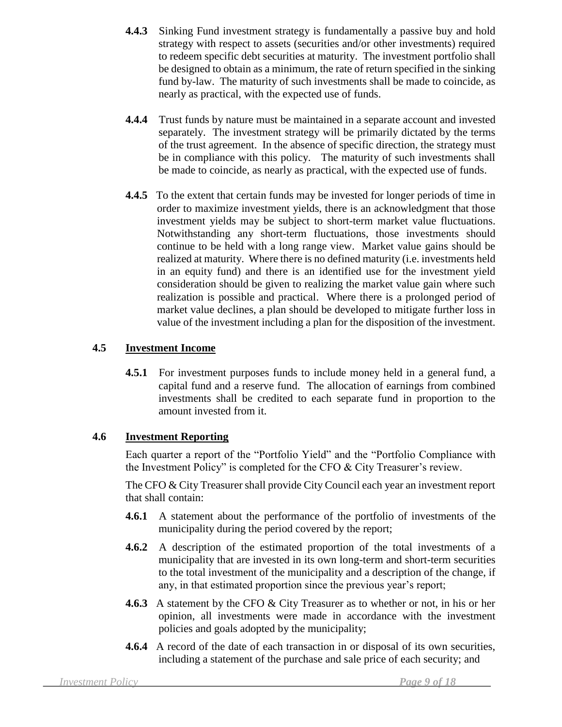**4.4.3** Sinking Fund investment strategy is fundamentally a passive buy and hold strategy with respect to assets (securities and/or other investments) required to redeem specific debt securities at maturity. The investment portfolio shall be designed to obtain as a minimum, the rate of return specified in the sinking fund by-law. The maturity of such investments shall be made to coincide, as nearly as practical, with the expected use of funds.

**4.4.4** Trust funds by nature must be maintained in a separate account and invested separately. The investment strategy will be primarily dictated by the terms of the trust agreement. In the absence of specific direction, the strategy must be in compliance with this policy. The maturity of such investments shall be made to coincide, as nearly as practical, with the expected use of funds.

**4.4.5** To the extent that certain funds may be invested for longer periods of time in order to maximize investment yields, there is an acknowledgment that those investment yields may be subject to short-term market value fluctuations. Notwithstanding any short-term fluctuations, those investments should continue to be held with a long range view. Market value gains should be realized at maturity. Where there is no defined maturity (i.e. investments held in an equity fund) and there is an identified use for the investment yield consideration should be given to realizing the market value gain where such realization is possible and practical. Where there is a prolonged period of market value declines, a plan should be developed to mitigate further loss in value of the investment including a plan for the disposition of the investment.

## 4.5 Investment Income

**4.5.1** For investment purposes funds to include money held in a general fund, a capital fund and a reserve fund. The allocation of earnings from combined investments shall be credited to each separate fund in proportion to the amount invested from it.

## 4.6 Investment Reporting

Each quarter a report of the "Portfolio Yield" and the "Portfolio Compliance with the Investment Policy" is completed for the CFO & City Treasurer's review.

The CFO & City Treasurer shall provide City Council each year an investment report that shall contain:

**4.6.1** A statement about the performance of the portfolio of investments of the municipality during the period covered by the report;

**4.6.2** A description of the estimated proportion of the total investments of a municipality that are invested in its own long-term and short-term securities to the total investment of the municipality and a description of the change, if any, in that estimated proportion since the previous year's report;

**4.6.3** A statement by the CFO & City Treasurer as to whether or not, in his or her opinion, all investments were made in accordance with the investment policies and goals adopted by the municipality;

**4.6.4** A record of the date of each transaction in or disposal of its own securities, including a statement of the purchase and sale price of each security; and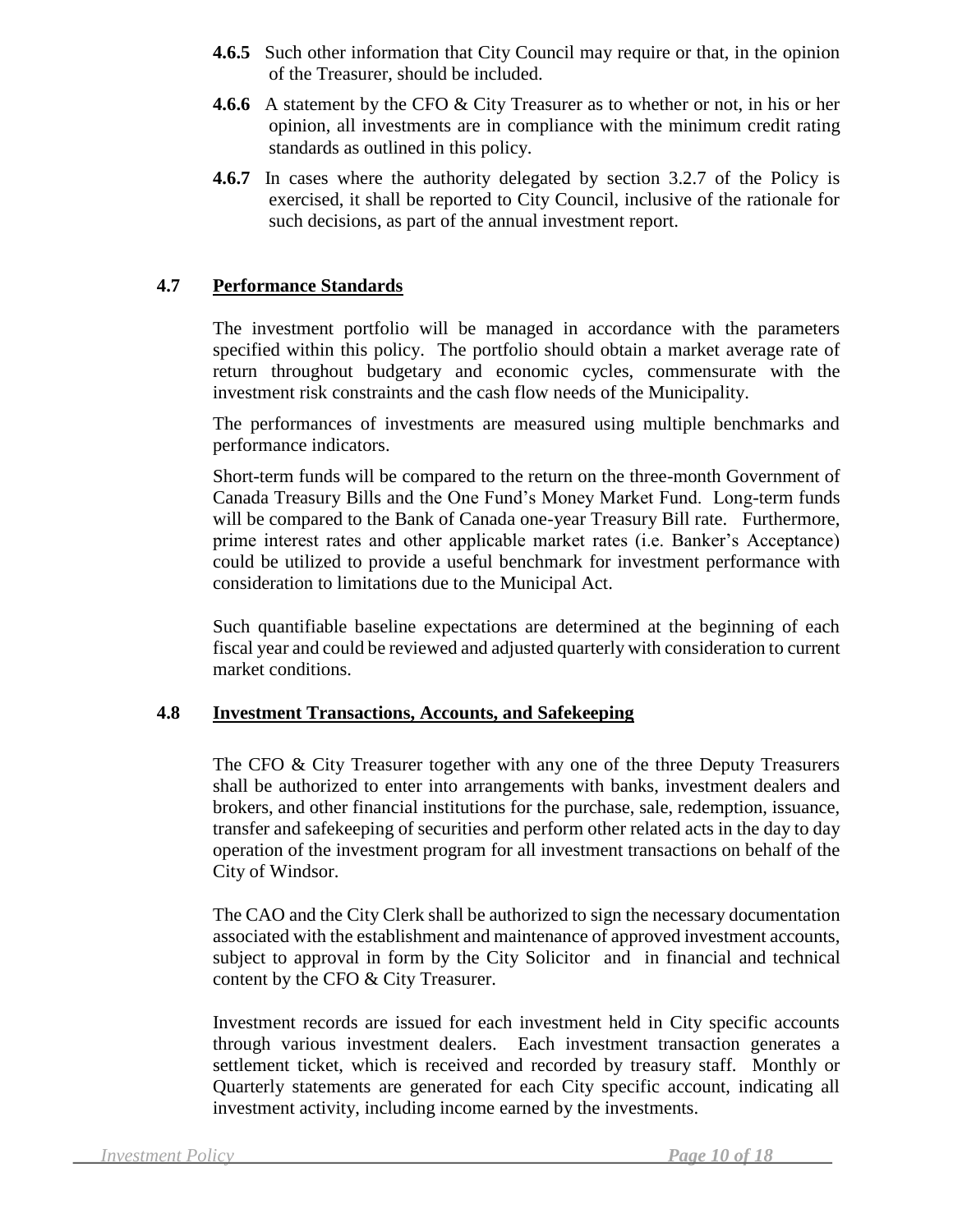**4.6.5** Such other information that City Council may require or that, in the opinion of the Treasurer, should be included.

**4.6.6** A statement by the CFO & City Treasurer as to whether or not, in his or her opinion, all investments are in compliance with the minimum credit rating standards as outlined in this policy.

**4.6.7** In cases where the authority delegated by section 3.2.7 of the Policy is exercised, it shall be reported to City Council, inclusive of the rationale for such decisions, as part of the annual investment report.

### 4.7 Performance Standards

The investment portfolio will be managed in accordance with the parameters specified within this policy. The portfolio should obtain a market average rate of return throughout budgetary and economic cycles, commensurate with the investment risk constraints and the cash flow needs of the Municipality.

The performances of investments are measured using multiple benchmarks and performance indicators.

Short-term funds will be compared to the return on the three-month Government of Canada Treasury Bills and the One Fund's Money Market Fund. Long-term funds will be compared to the Bank of Canada one-year Treasury Bill rate. Furthermore, prime interest rates and other applicable market rates (i.e. Banker's Acceptance) could be utilized to provide a useful benchmark for investment performance with consideration to limitations due to the Municipal Act.

Such quantifiable baseline expectations are determined at the beginning of each fiscal year and could be reviewed and adjusted quarterly with consideration to current market conditions.

### 4.8 Investment Transactions, Accounts, and Safekeeping

The CFO & City Treasurer together with any one of the three Deputy Treasurers shall be authorized to enter into arrangements with banks, investment dealers and brokers, and other financial institutions for the purchase, sale, redemption, issuance, transfer and safekeeping of securities and perform other related acts in the day to day operation of the investment program for all investment transactions on behalf of the City of Windsor.

The CAO and the City Clerk shall be authorized to sign the necessary documentation associated with the establishment and maintenance of approved investment accounts, subject to approval in form by the City Solicitor and in financial and technical content by the CFO & City Treasurer.

Investment records are issued for each investment held in City specific accounts through various investment dealers. Each investment transaction generates a settlement ticket, which is received and recorded by treasury staff. Monthly or Quarterly statements are generated for each City specific account, indicating all investment activity, including income earned by the investments.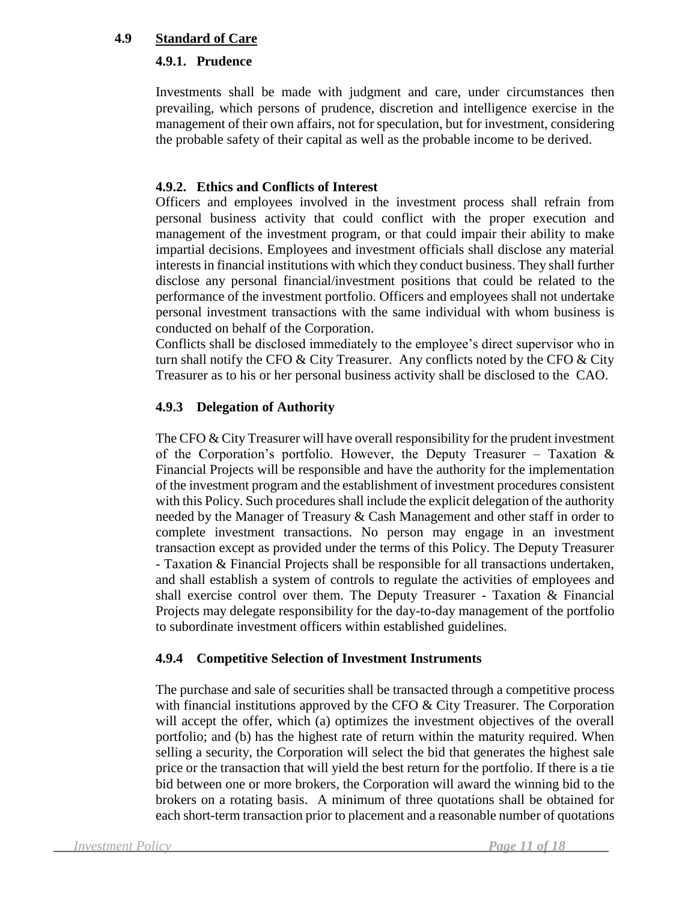## 4.9 Standard of Care

### 4.9.1. Prudence

Investments shall be made with judgment and care, under circumstances then prevailing, which persons of prudence, discretion and intelligence exercise in the management of their own affairs, not for speculation, but for investment, considering the probable safety of their capital as well as the probable income to be derived.

### 4.9.2. Ethics and Conflicts of Interest

Officers and employees involved in the investment process shall refrain from personal business activity that could conflict with the proper execution and management of the investment program, or that could impair their ability to make impartial decisions. Employees and investment officials shall disclose any material interests in financial institutions with which they conduct business. They shall further disclose any personal financial/investment positions that could be related to the performance of the investment portfolio. Officers and employees shall not undertake personal investment transactions with the same individual with whom business is conducted on behalf of the Corporation.

Conflicts shall be disclosed immediately to the employee's direct supervisor who in turn shall notify the CFO & City Treasurer. Any conflicts noted by the CFO & City Treasurer as to his or her personal business activity shall be disclosed to the CAO.

### 4.9.3 Delegation of Authority

The CFO & City Treasurer will have overall responsibility for the prudent investment of the Corporation's portfolio. However, the Deputy Treasurer – Taxation & Financial Projects will be responsible and have the authority for the implementation of the investment program and the establishment of investment procedures consistent with this Policy. Such procedures shall include the explicit delegation of the authority needed by the Manager of Treasury & Cash Management and other staff in order to complete investment transactions. No person may engage in an investment transaction except as provided under the terms of this Policy. The Deputy Treasurer - Taxation & Financial Projects shall be responsible for all transactions undertaken, and shall establish a system of controls to regulate the activities of employees and shall exercise control over them. The Deputy Treasurer - Taxation & Financial Projects may delegate responsibility for the day-to-day management of the portfolio to subordinate investment officers within established guidelines.

### 4.9.4 Competitive Selection of Investment Instruments

The purchase and sale of securities shall be transacted through a competitive process with financial institutions approved by the CFO & City Treasurer. The Corporation will accept the offer, which (a) optimizes the investment objectives of the overall portfolio; and (b) has the highest rate of return within the maturity required. When selling a security, the Corporation will select the bid that generates the highest sale price or the transaction that will yield the best return for the portfolio. If there is a tie bid between one or more brokers, the Corporation will award the winning bid to the brokers on a rotating basis. A minimum of three quotations shall be obtained for each short-term transaction prior to placement and a reasonable number of quotations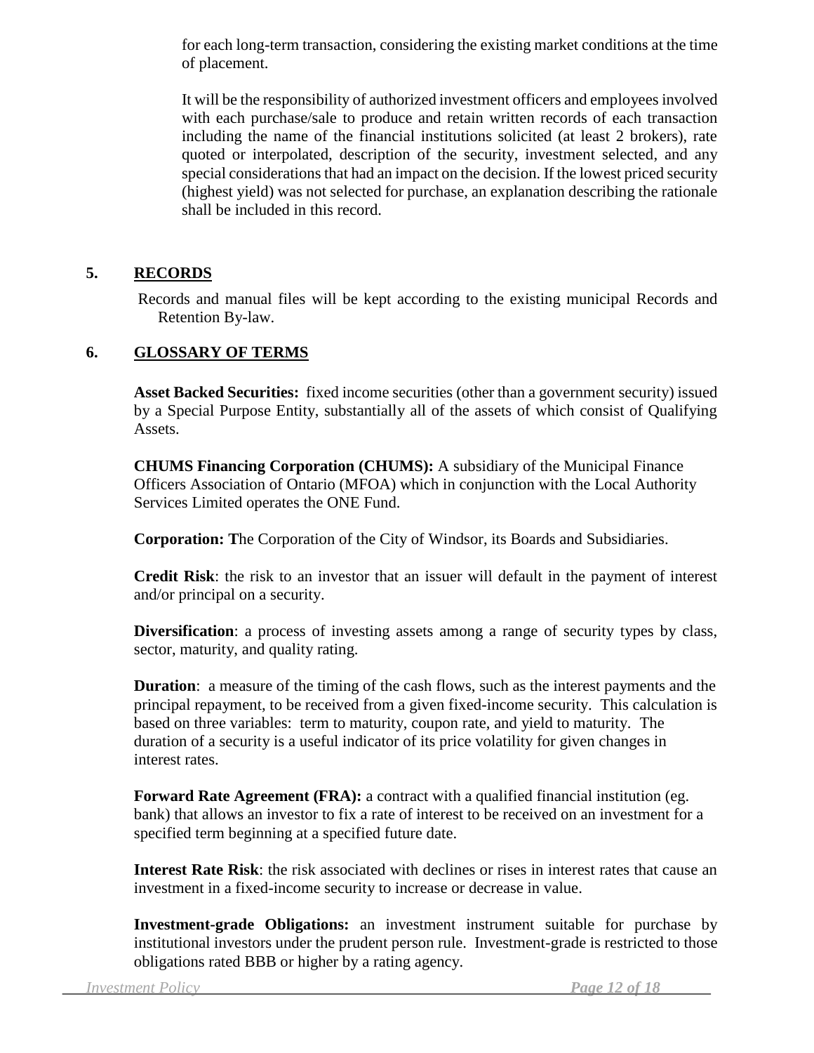for each long-term transaction, considering the existing market conditions at the time of placement.

It will be the responsibility of authorized investment officers and employees involved with each purchase/sale to produce and retain written records of each transaction including the name of the financial institutions solicited (at least 2 brokers), rate quoted or interpolated, description of the security, investment selected, and any special considerations that had an impact on the decision. If the lowest priced security (highest yield) was not selected for purchase, an explanation describing the rationale shall be included in this record.

## 5. RECORDS

Records and manual files will be kept according to the existing municipal Records and Retention By-law.

## 6. GLOSSARY OF TERMS

**Asset Backed Securities:** fixed income securities (other than a government security) issued by a Special Purpose Entity, substantially all of the assets of which consist of Qualifying Assets.

**CHUMS Financing Corporation (CHUMS):** A subsidiary of the Municipal Finance Officers Association of Ontario (MFOA) which in conjunction with the Local Authority Services Limited operates the ONE Fund.

**Corporation: T**he Corporation of the City of Windsor, its Boards and Subsidiaries.

**Credit Risk**: the risk to an investor that an issuer will default in the payment of interest and/or principal on a security.

**Diversification**: a process of investing assets among a range of security types by class, sector, maturity, and quality rating.

**Duration**: a measure of the timing of the cash flows, such as the interest payments and the principal repayment, to be received from a given fixed-income security. This calculation is based on three variables: term to maturity, coupon rate, and yield to maturity. The duration of a security is a useful indicator of its price volatility for given changes in interest rates.

**Forward Rate Agreement (FRA):** a contract with a qualified financial institution (eg. bank) that allows an investor to fix a rate of interest to be received on an investment for a specified term beginning at a specified future date.

**Interest Rate Risk**: the risk associated with declines or rises in interest rates that cause an investment in a fixed-income security to increase or decrease in value.

**Investment-grade Obligations:** an investment instrument suitable for purchase by institutional investors under the prudent person rule. Investment-grade is restricted to those obligations rated BBB or higher by a rating agency.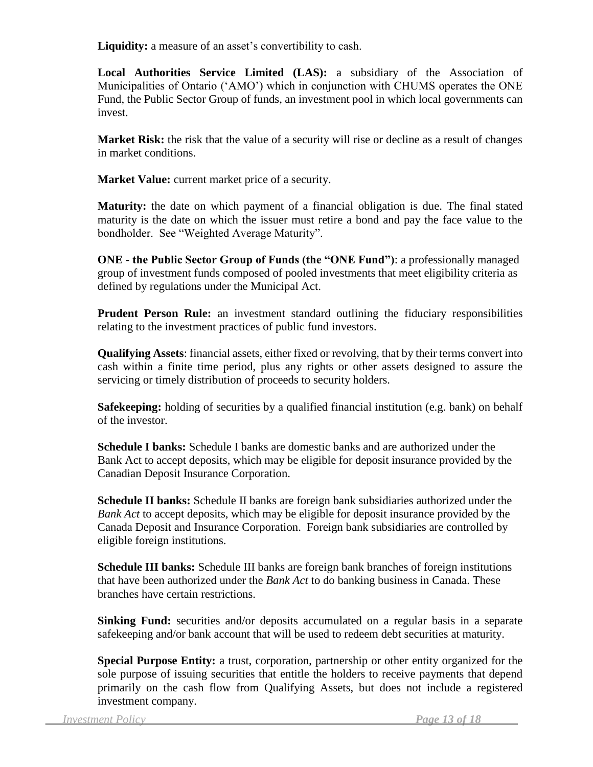**Liquidity:** a measure of an asset's convertibility to cash.

**Local Authorities Service Limited (LAS):** a subsidiary of the Association of Municipalities of Ontario ('AMO') which in conjunction with CHUMS operates the ONE Fund, the Public Sector Group of funds, an investment pool in which local governments can invest.

**Market Risk:** the risk that the value of a security will rise or decline as a result of changes in market conditions.

**Market Value:** current market price of a security.

**Maturity:** the date on which payment of a financial obligation is due. The final stated maturity is the date on which the issuer must retire a bond and pay the face value to the bondholder. See "Weighted Average Maturity".

**ONE - the Public Sector Group of Funds (the "ONE Fund")**: a professionally managed group of investment funds composed of pooled investments that meet eligibility criteria as defined by regulations under the Municipal Act.

**Prudent Person Rule:** an investment standard outlining the fiduciary responsibilities relating to the investment practices of public fund investors.

**Qualifying Assets**: financial assets, either fixed or revolving, that by their terms convert into cash within a finite time period, plus any rights or other assets designed to assure the servicing or timely distribution of proceeds to security holders.

**Safekeeping:** holding of securities by a qualified financial institution (e.g. bank) on behalf of the investor.

**Schedule I banks:** Schedule I banks are domestic banks and are authorized under the Bank Act to accept deposits, which may be eligible for deposit insurance provided by the Canadian Deposit Insurance Corporation.

**Schedule II banks:** Schedule II banks are foreign bank subsidiaries authorized under the *Bank Act* to accept deposits, which may be eligible for deposit insurance provided by the Canada Deposit and Insurance Corporation. Foreign bank subsidiaries are controlled by eligible foreign institutions.

**Schedule III banks:** Schedule III banks are foreign bank branches of foreign institutions that have been authorized under the *Bank Act* to do banking business in Canada. These branches have certain restrictions.

**Sinking Fund:** securities and/or deposits accumulated on a regular basis in a separate safekeeping and/or bank account that will be used to redeem debt securities at maturity.

**Special Purpose Entity:** a trust, corporation, partnership or other entity organized for the sole purpose of issuing securities that entitle the holders to receive payments that depend primarily on the cash flow from Qualifying Assets, but does not include a registered investment company.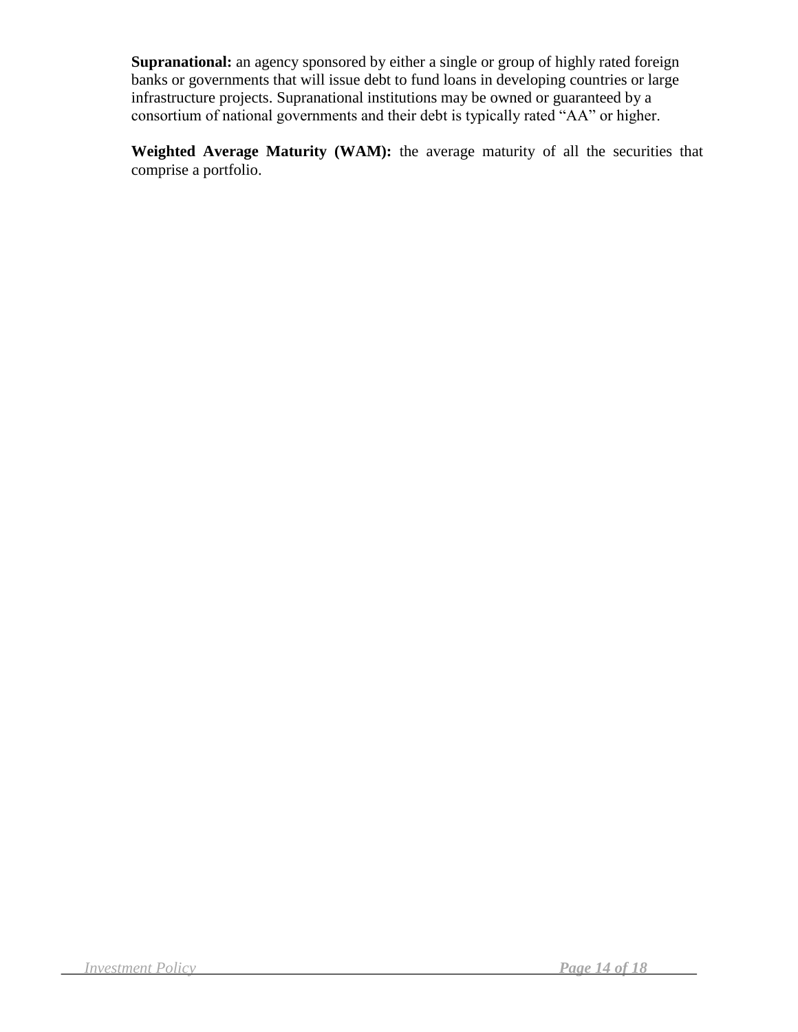**Supranational:** an agency sponsored by either a single or group of highly rated foreign banks or governments that will issue debt to fund loans in developing countries or large infrastructure projects. Supranational institutions may be owned or guaranteed by a consortium of national governments and their debt is typically rated "AA" or higher.

**Weighted Average Maturity (WAM):** the average maturity of all the securities that comprise a portfolio.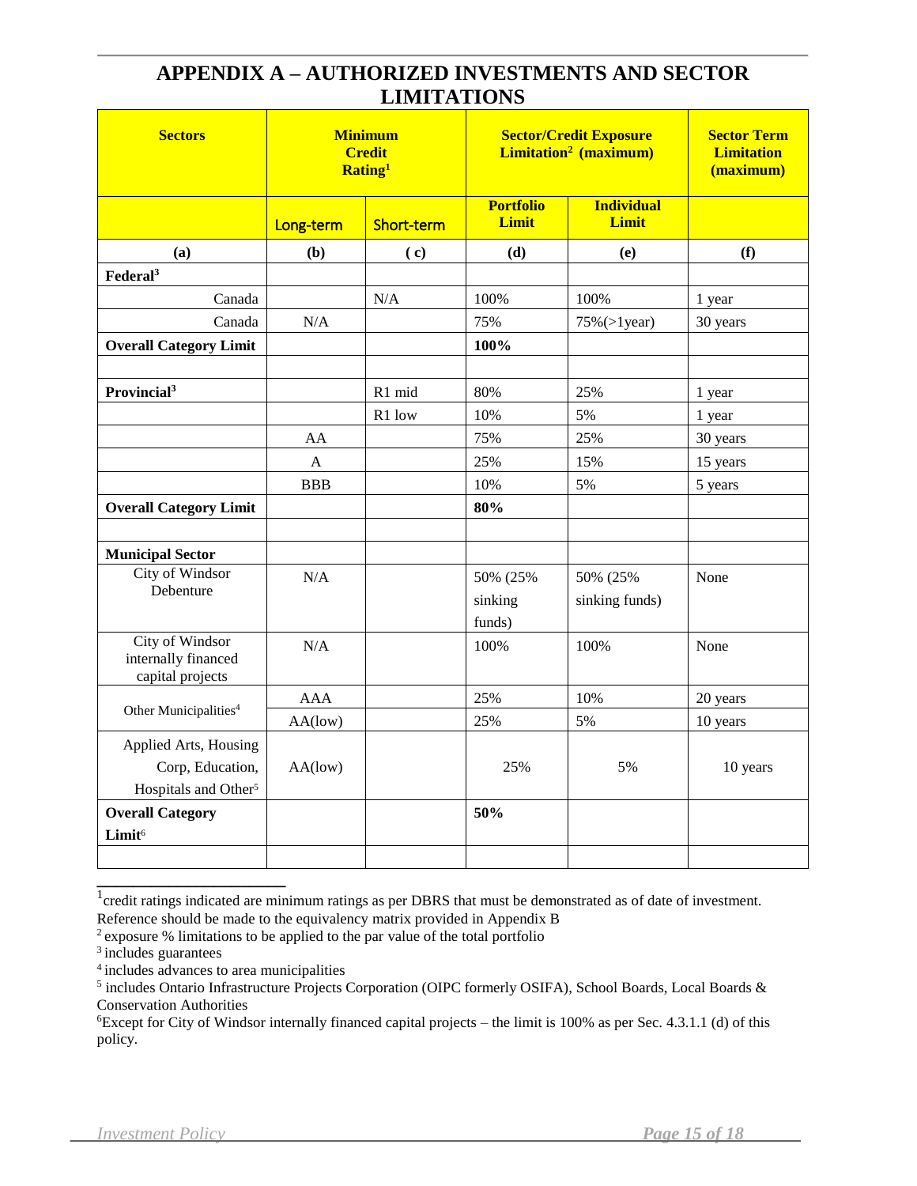# APPENDIX A – AUTHORIZED INVESTMENTS AND SECTOR LIMITATIONS

| Sectors | Minimum Credit Rating[1] | | Sector/Credit Exposure Limitation[2] (maximum) | | Sector Term Limitation (maximum) |
|---|---|---|---|---|---|
| | Long-term | Short-term | Portfolio Limit | Individual Limit | |
| (a) | (b) | (c) | (d) | (e) | (f) |
| **Federal[3]** | | | | | |
| Canada | | N/A | 100% | 100% | 1 year |
| Canada | N/A | | 75% | 75%(>1year) | 30 years |
| **Overall Category Limit** | | | **100%** | | |
| | | | | | |
| **Provincial[3]** | | R1 mid | 80% | 25% | 1 year |
| | | R1 low | 10% | 5% | 1 year |
| | AA | | 75% | 25% | 30 years |
| | A | | 25% | 15% | 15 years |
| | BBB | | 10% | 5% | 5 years |
| **Overall Category Limit** | | | **80%** | | |
| | | | | | |
| **Municipal Sector** | | | | | |
| City of Windsor Debenture | N/A | | 50% (25% sinking funds) | 50% (25% sinking funds) | None |
| City of Windsor internally financed capital projects | N/A | | 100% | 100% | None |
| Other Municipalities[4] | AAA | | 25% | 10% | 20 years |
| | AA(low) | | 25% | 5% | 10 years |
| Applied Arts, Housing Corp, Education, Hospitals and Other[5] | AA(low) | | 25% | 5% | 10 years |
| **Overall Category Limit[6]** | | | **50%** | | |
| | | | | | |

[1] credit ratings indicated are minimum ratings as per DBRS that must be demonstrated as of date of investment. Reference should be made to the equivalency matrix provided in Appendix B

[2] exposure % limitations to be applied to the par value of the total portfolio

[3] includes guarantees

[4] includes advances to area municipalities

[5] includes Ontario Infrastructure Projects Corporation (OIPC formerly OSIFA), School Boards, Local Boards & Conservation Authorities

[6] Except for City of Windsor internally financed capital projects – the limit is 100% as per Sec. 4.3.1.1 (d) of this policy.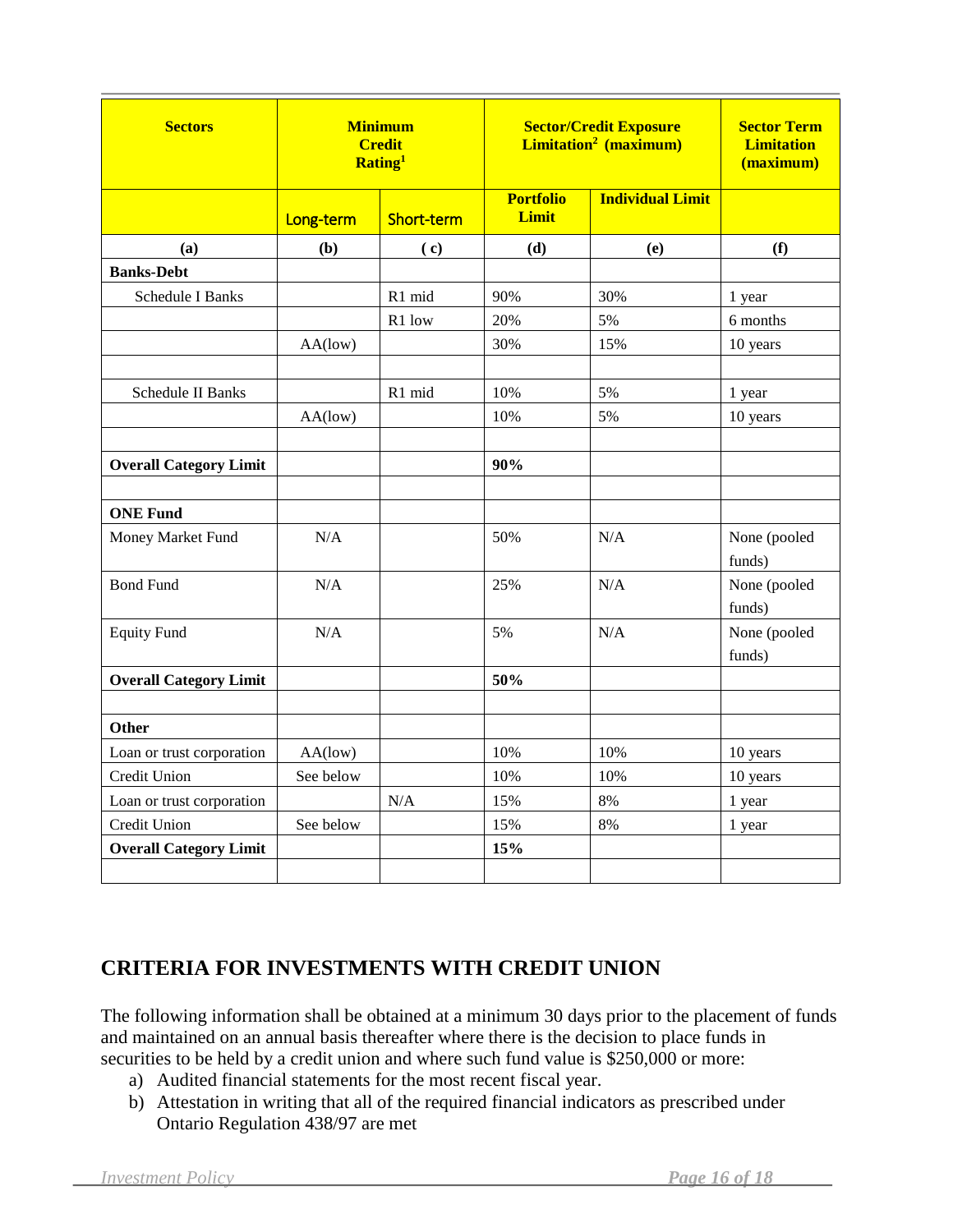| **Sectors** | **Minimum Credit Rating**[1] | | **Sector/Credit Exposure Limitation**[2] **(maximum)** | | **Sector Term Limitation (maximum)** |
|---|---|---|---|---|---|
| | Long-term | Short-term | **Portfolio Limit** | **Individual Limit** | |
| **(a)** | **(b)** | **( c)** | **(d)** | **(e)** | **(f)** |
| **Banks-Debt** | | | | | |
| Schedule I Banks | | R1 mid | 90% | 30% | 1 year |
| | | R1 low | 20% | 5% | 6 months |
| | AA(low) | | 30% | 15% | 10 years |
| | | | | | |
| Schedule II Banks | | R1 mid | 10% | 5% | 1 year |
| | AA(low) | | 10% | 5% | 10 years |
| | | | | | |
| **Overall Category Limit** | | | **90%** | | |
| | | | | | |
| **ONE Fund** | | | | | |
| Money Market Fund | N/A | | 50% | N/A | None (pooled funds) |
| Bond Fund | N/A | | 25% | N/A | None (pooled funds) |
| Equity Fund | N/A | | 5% | N/A | None (pooled funds) |
| **Overall Category Limit** | | | **50%** | | |
| | | | | | |
| **Other** | | | | | |
| Loan or trust corporation | AA(low) | | 10% | 10% | 10 years |
| Credit Union | See below | | 10% | 10% | 10 years |
| Loan or trust corporation | | N/A | 15% | 8% | 1 year |
| Credit Union | See below | | 15% | 8% | 1 year |
| **Overall Category Limit** | | | **15%** | | |
| | | | | | |

## CRITERIA FOR INVESTMENTS WITH CREDIT UNION

The following information shall be obtained at a minimum 30 days prior to the placement of funds and maintained on an annual basis thereafter where there is the decision to place funds in securities to be held by a credit union and where such fund value is $250,000 or more:

a) Audited financial statements for the most recent fiscal year.
b) Attestation in writing that all of the required financial indicators as prescribed under Ontario Regulation 438/97 are met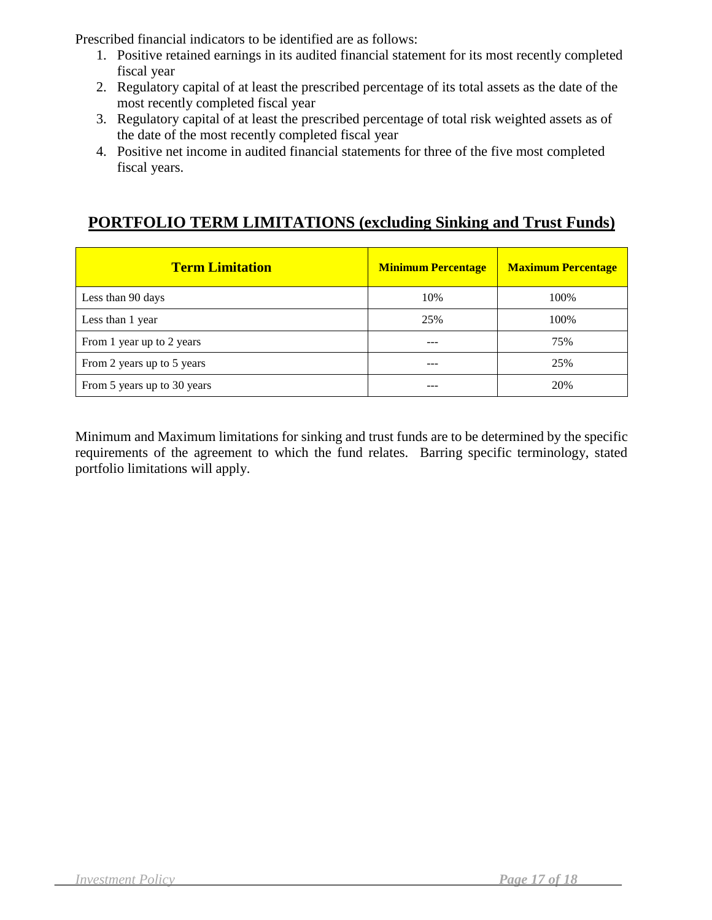Prescribed financial indicators to be identified are as follows:

1. Positive retained earnings in its audited financial statement for its most recently completed fiscal year
2. Regulatory capital of at least the prescribed percentage of its total assets as the date of the most recently completed fiscal year
3. Regulatory capital of at least the prescribed percentage of total risk weighted assets as of the date of the most recently completed fiscal year
4. Positive net income in audited financial statements for three of the five most completed fiscal years.

## PORTFOLIO TERM LIMITATIONS (excluding Sinking and Trust Funds)

| Term Limitation | Minimum Percentage | Maximum Percentage |
|---|---|---|
| Less than 90 days | 10% | 100% |
| Less than 1 year | 25% | 100% |
| From 1 year up to 2 years | --- | 75% |
| From 2 years up to 5 years | --- | 25% |
| From 5 years up to 30 years | --- | 20% |

Minimum and Maximum limitations for sinking and trust funds are to be determined by the specific requirements of the agreement to which the fund relates. Barring specific terminology, stated portfolio limitations will apply.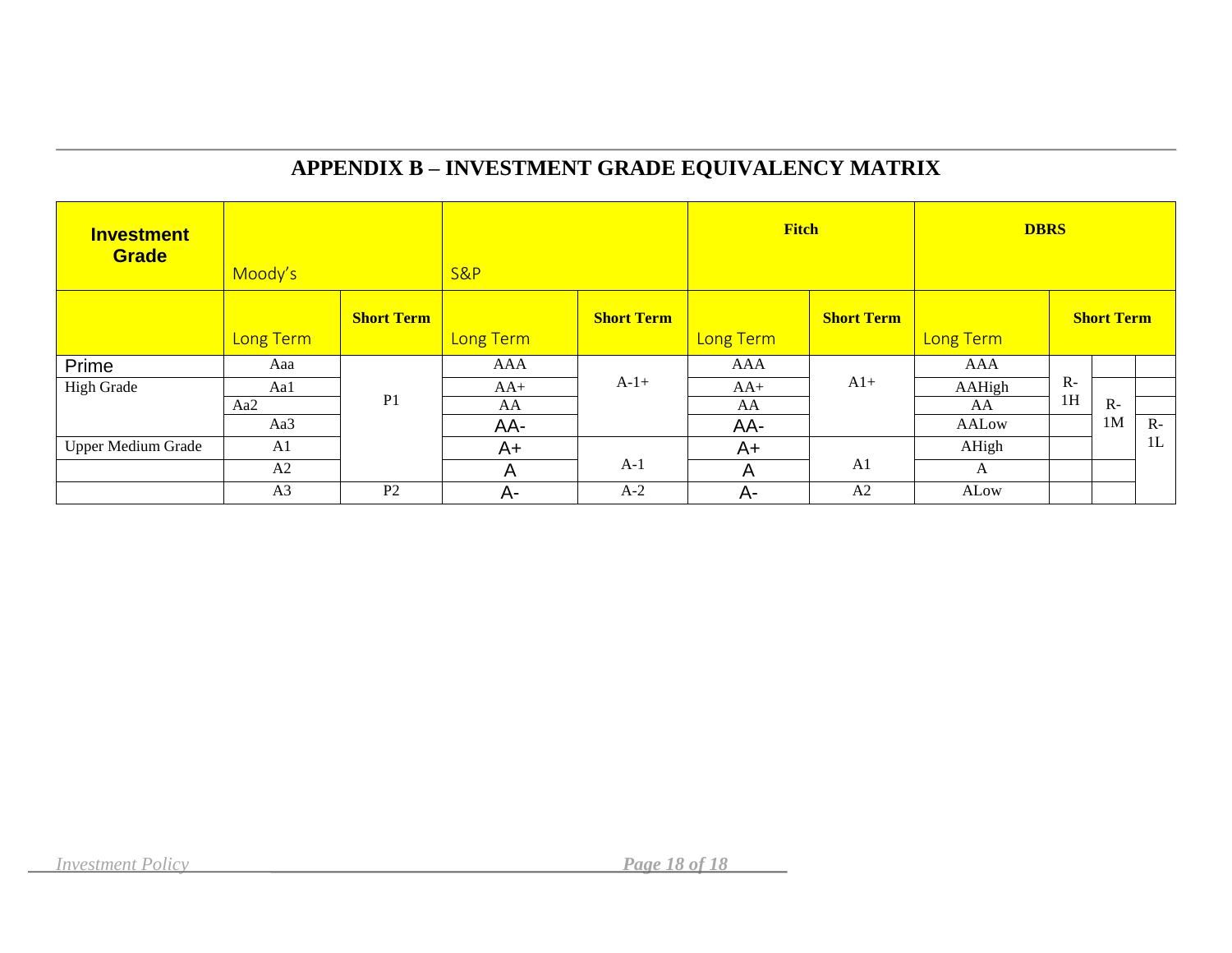# APPENDIX B – INVESTMENT GRADE EQUIVALENCY MATRIX

| Investment Grade | Moody's | | S&P | | Fitch | | DBRS | | | |
|---|---|---|---|---|---|---|---|---|---|---|
| | Long Term | Short Term | Long Term | Short Term | Long Term | Short Term | Long Term | Short Term | | |
| Prime | Aaa | P1 | AAA | A-1+ | AAA | A1+ | AAA | R-1H | | |
| High Grade | Aa1 | | AA+ | | AA+ | | AAHigh | | R-1M | |
| | Aa2 | | AA | | AA | | AA | | | |
| | Aa3 | | AA- | | AA- | | AALow | | | R-1L |
| Upper Medium Grade | A1 | | A+ | A-1 | A+ | A1 | AHigh | | | |
| | A2 | | A | | A | | A | | | |
| | A3 | P2 | A- | A-2 | A- | A2 | ALow | | | |